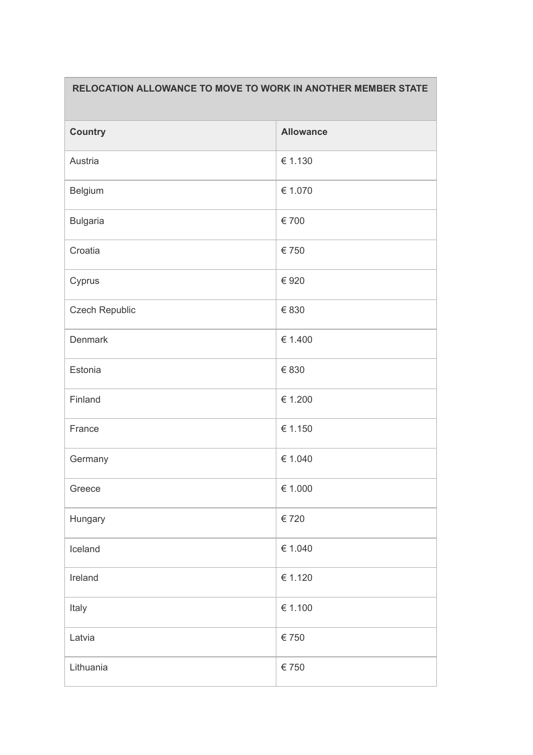| RELOCATION ALLOWANCE TO MOVE TO WORK IN ANOTHER MEMBER STATE | |
|---|---|
| **Country** | **Allowance** |
| Austria | € 1.130 |
| Belgium | € 1.070 |
| Bulgaria | € 700 |
| Croatia | € 750 |
| Cyprus | € 920 |
| Czech Republic | € 830 |
| Denmark | € 1.400 |
| Estonia | € 830 |
| Finland | € 1.200 |
| France | € 1.150 |
| Germany | € 1.040 |
| Greece | € 1.000 |
| Hungary | € 720 |
| Iceland | € 1.040 |
| Ireland | € 1.120 |
| Italy | € 1.100 |
| Latvia | € 750 |
| Lithuania | € 750 |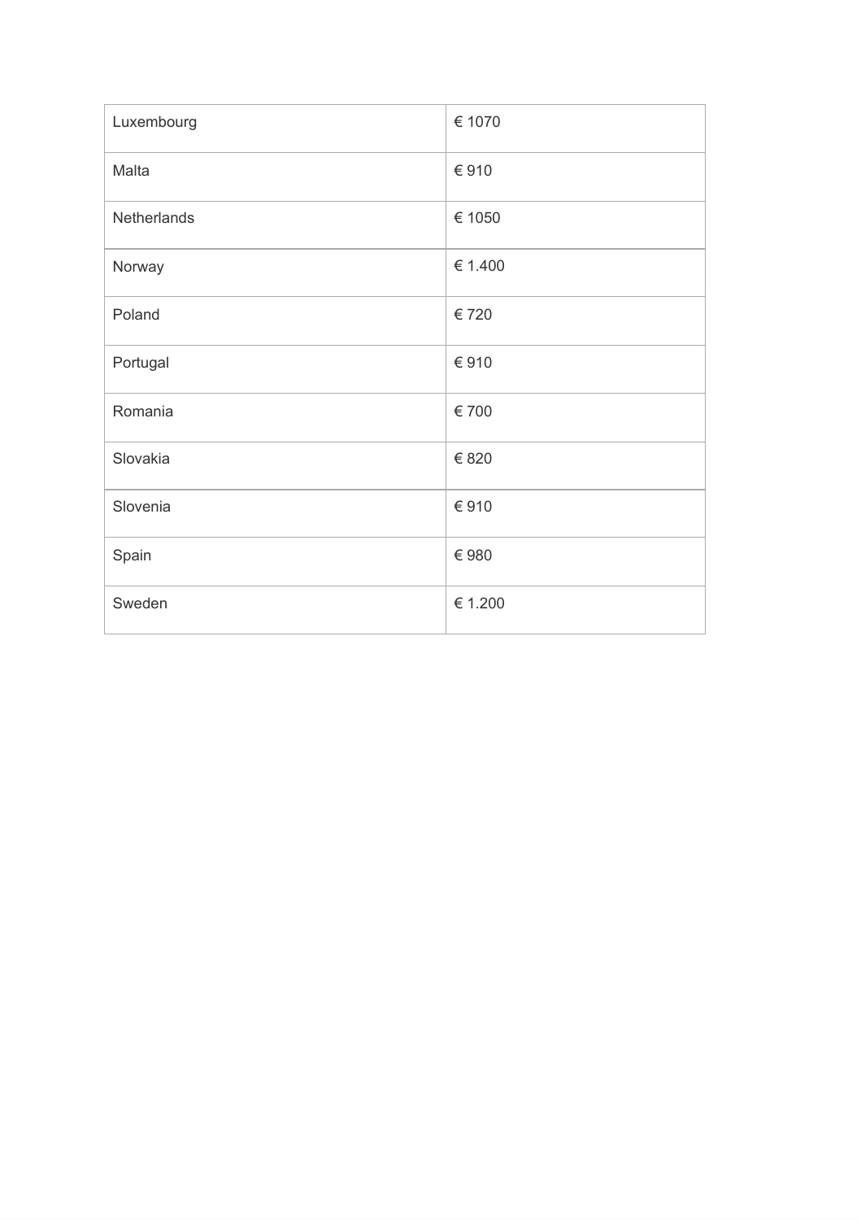| | |
|---|---|
| Luxembourg | € 1070 |
| Malta | € 910 |
| Netherlands | € 1050 |
| Norway | € 1.400 |
| Poland | € 720 |
| Portugal | € 910 |
| Romania | € 700 |
| Slovakia | € 820 |
| Slovenia | € 910 |
| Spain | € 980 |
| Sweden | € 1.200 |